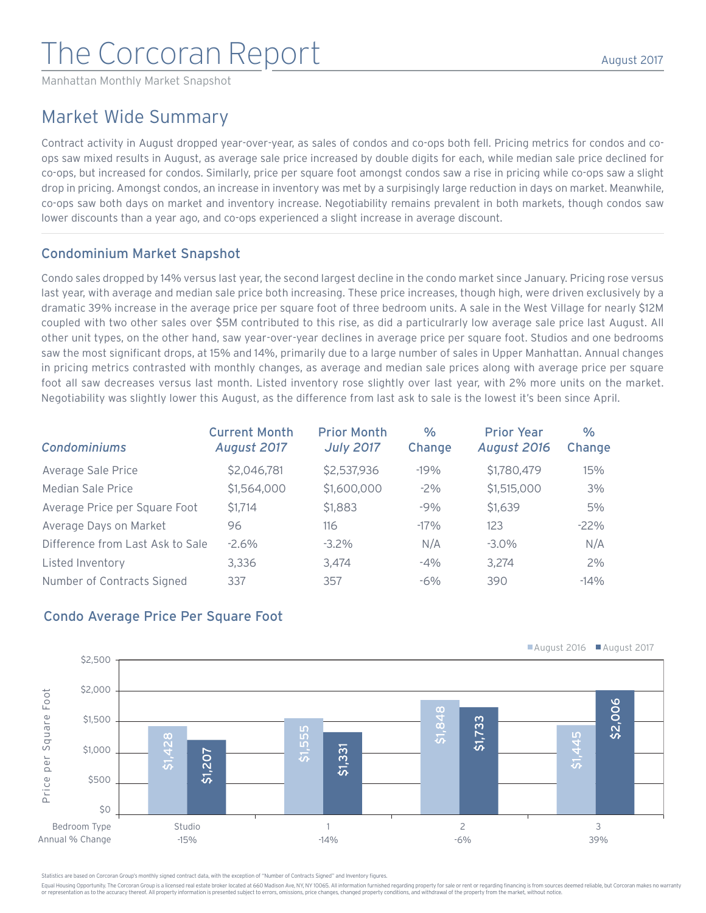# The Corcoran Report

August 2017

Manhattan Monthly Market Snapshot

## Market Wide Summary

Contract activity in August dropped year-over-year, as sales of condos and co-ops both fell. Pricing metrics for condos and co-ops saw mixed results in August, as average sale price increased by double digits for each, while median sale price declined for co-ops, but increased for condos. Similarly, price per square foot amongst condos saw a rise in pricing while co-ops saw a slight drop in pricing. Amongst condos, an increase in inventory was met by a surpisingly large reduction in days on market. Meanwhile, co-ops saw both days on market and inventory increase. Negotiability remains prevalent in both markets, though condos saw lower discounts than a year ago, and co-ops experienced a slight increase in average discount.

### Condominium Market Snapshot

Condo sales dropped by 14% versus last year, the second largest decline in the condo market since January. Pricing rose versus last year, with average and median sale price both increasing. These price increases, though high, were driven exclusively by a dramatic 39% increase in the average price per square foot of three bedroom units. A sale in the West Village for nearly $12M coupled with two other sales over $5M contributed to this rise, as did a particulrarly low average sale price last August. All other unit types, on the other hand, saw year-over-year declines in average price per square foot. Studios and one bedrooms saw the most significant drops, at 15% and 14%, primarily due to a large number of sales in Upper Manhattan. Annual changes in pricing metrics contrasted with monthly changes, as average and median sale prices along with average price per square foot all saw decreases versus last month. Listed inventory rose slightly over last year, with 2% more units on the market. Negotiability was slightly lower this August, as the difference from last ask to sale is the lowest it's been since April.

| *Condominiums* | Current Month *August 2017* | Prior Month *July 2017* | % Change | Prior Year *August 2016* | % Change |
|---|---|---|---|---|---|
| Average Sale Price | $2,046,781 | $2,537,936 | -19% | $1,780,479 | 15% |
| Median Sale Price | $1,564,000 | $1,600,000 | -2% | $1,515,000 | 3% |
| Average Price per Square Foot | $1,714 | $1,883 | -9% | $1,639 | 5% |
| Average Days on Market | 96 | 116 | -17% | 123 | -22% |
| Difference from Last Ask to Sale | -2.6% | -3.2% | N/A | -3.0% | N/A |
| Listed Inventory | 3,336 | 3,474 | -4% | 3,274 | 2% |
| Number of Contracts Signed | 337 | 357 | -6% | 390 | -14% |

### Condo Average Price Per Square Foot

| Bedroom Type | August 2016 | August 2017 | Annual % Change |
|---|---|---|---|
| Studio | $1,428 | $1,207 | -15% |
| 1 | $1,555 | $1,331 | -14% |
| 2 | $1,848 | $1,733 | -6% |
| 3 | $1,445 | $2,006 | 39% |

Statistics are based on Corcoran Group's monthly signed contract data, with the exception of "Number of Contracts Signed" and Inventory figures.

Equal Housing Opportunity. The Corcoran Group is a licensed real estate broker located at 660 Madison Ave, NY, NY 10065. All information furnished regarding property for sale or rent or regarding financing is from sources deemed reliable, but Corcoran makes no warranty or representation as to the accuracy thereof. All property information is presented subject to errors, omissions, price changes, changed property conditions, and withdrawal of the property from the market, without notice.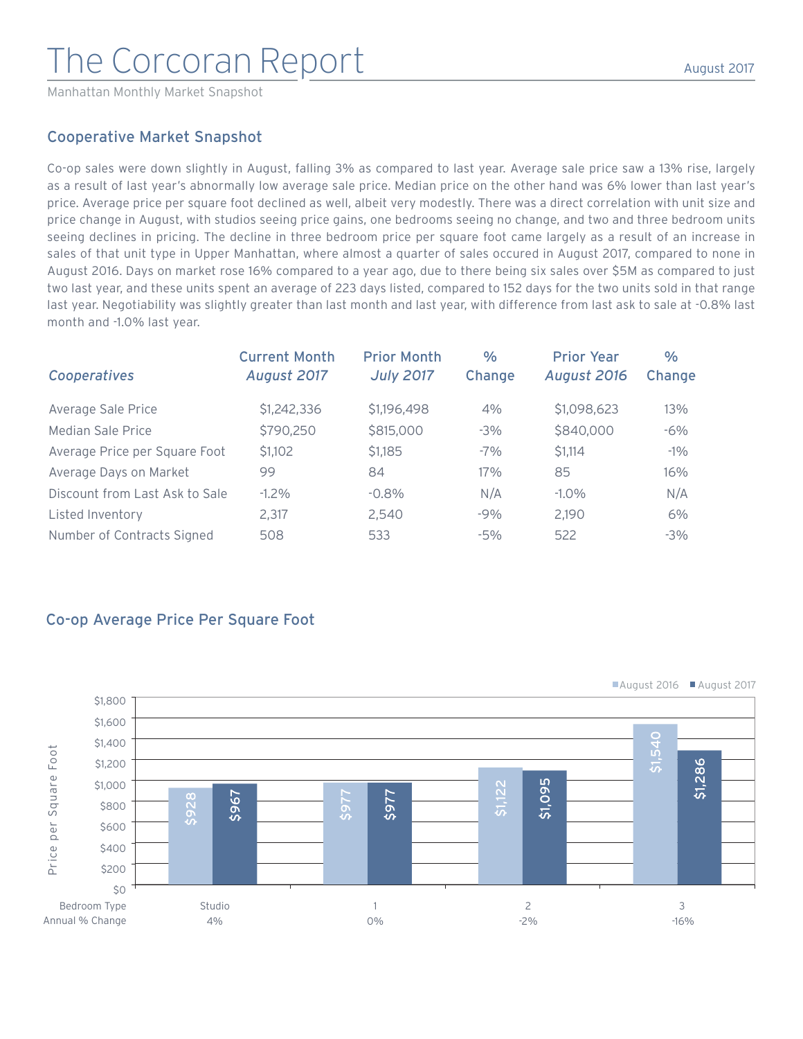# The Corcoran Report

Manhattan Monthly Market Snapshot

August 2017

## Cooperative Market Snapshot

Co-op sales were down slightly in August, falling 3% as compared to last year. Average sale price saw a 13% rise, largely as a result of last year's abnormally low average sale price. Median price on the other hand was 6% lower than last year's price. Average price per square foot declined as well, albeit very modestly. There was a direct correlation with unit size and price change in August, with studios seeing price gains, one bedrooms seeing no change, and two and three bedroom units seeing declines in pricing. The decline in three bedroom price per square foot came largely as a result of an increase in sales of that unit type in Upper Manhattan, where almost a quarter of sales occured in August 2017, compared to none in August 2016. Days on market rose 16% compared to a year ago, due to there being six sales over $5M as compared to just two last year, and these units spent an average of 223 days listed, compared to 152 days for the two units sold in that range last year. Negotiability was slightly greater than last month and last year, with difference from last ask to sale at -0.8% last month and -1.0% last year.

| *Cooperatives* | Current Month *August 2017* | Prior Month *July 2017* | % Change | Prior Year *August 2016* | % Change |
|---|---|---|---|---|---|
| Average Sale Price | $1,242,336 | $1,196,498 | 4% | $1,098,623 | 13% |
| Median Sale Price | $790,250 | $815,000 | -3% | $840,000 | -6% |
| Average Price per Square Foot | $1,102 | $1,185 | -7% | $1,114 | -1% |
| Average Days on Market | 99 | 84 | 17% | 85 | 16% |
| Discount from Last Ask to Sale | -1.2% | -0.8% | N/A | -1.0% | N/A |
| Listed Inventory | 2,317 | 2,540 | -9% | 2,190 | 6% |
| Number of Contracts Signed | 508 | 533 | -5% | 522 | -3% |

## Co-op Average Price Per Square Foot

| Bedroom Type | August 2016 | August 2017 | Annual % Change |
|---|---|---|---|
| Studio | $928 | $967 | 4% |
| 1 | $977 | $977 | 0% |
| 2 | $1,122 | $1,095 | -2% |
| 3 | $1,540 | $1,286 | -16% |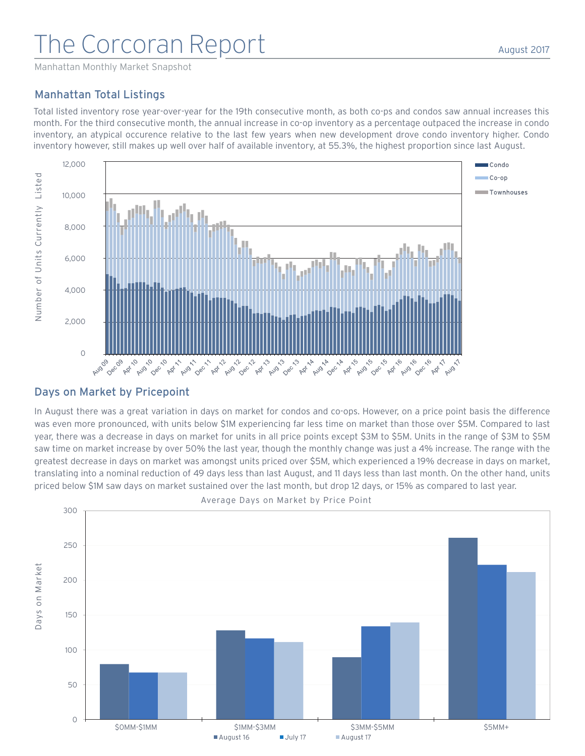# The Corcoran Report

August 2017

Manhattan Monthly Market Snapshot

## Manhattan Total Listings

Total listed inventory rose year-over-year for the 19th consecutive month, as both co-ps and condos saw annual increases this month. For the third consecutive month, the annual increase in co-op inventory as a percentage outpaced the increase in condo inventory, an atypical occurence relative to the last few years when new development drove condo inventory higher. Condo inventory however, still makes up well over half of available inventory, at 55.3%, the highest proportion since last August.

Number of Units Currently Listed

12,000
10,000
8,000
6,000
4,000
2,000
0

Aug 09, Dec 09, Apr 10, Aug 10, Dec 10, Apr 11, Aug 11, Dec 11, Apr 12, Aug 12, Dec 12, Apr 13, Aug 13, Dec 13, Apr 14, Aug 14, Dec 14, Apr 15, Aug 15, Dec 15, Apr 16, Aug 16, Dec 16, Apr 17, Aug 17

Condo
Co-op
Townhouses

## Days on Market by Pricepoint

In August there was a great variation in days on market for condos and co-ops. However, on a price point basis the difference was even more pronounced, with units below $1M experiencing far less time on market than those over $5M. Compared to last year, there was a decrease in days on market for units in all price points except $3M to $5M. Units in the range of $3M to $5M saw time on market increase by over 50% the last year, though the monthly change was just a 4% increase. The range with the greatest decrease in days on market was amongst units priced over $5M, which experienced a 19% decrease in days on market, translating into a nominal reduction of 49 days less than last August, and 11 days less than last month. On the other hand, units priced below $1M saw days on market sustained over the last month, but drop 12 days, or 15% as compared to last year.

Average Days on Market by Price Point

Days on Market

300
250
200
150
100
50
0

$0MM-$1MM
$1MM-$3MM
$3MM-$5MM
$5MM+

August 16
July 17
August 17